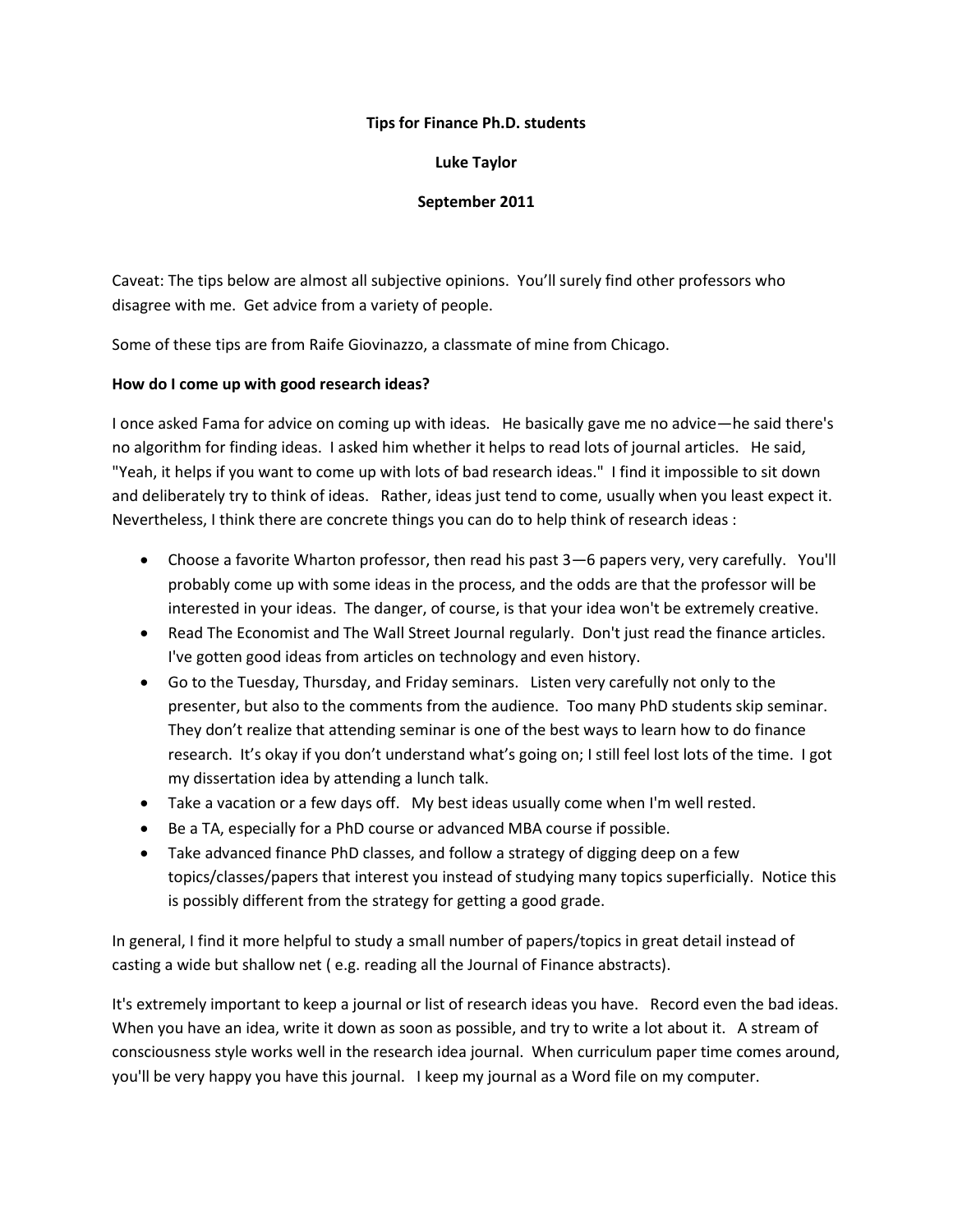# Tips for Finance Ph.D. students

**Luke Taylor**

**September 2011**

Caveat: The tips below are almost all subjective opinions. You'll surely find other professors who disagree with me. Get advice from a variety of people.

Some of these tips are from Raife Giovinazzo, a classmate of mine from Chicago.

## How do I come up with good research ideas?

I once asked Fama for advice on coming up with ideas. He basically gave me no advice—he said there's no algorithm for finding ideas. I asked him whether it helps to read lots of journal articles. He said, "Yeah, it helps if you want to come up with lots of bad research ideas." I find it impossible to sit down and deliberately try to think of ideas. Rather, ideas just tend to come, usually when you least expect it. Nevertheless, I think there are concrete things you can do to help think of research ideas :

- Choose a favorite Wharton professor, then read his past 3—6 papers very, very carefully. You'll probably come up with some ideas in the process, and the odds are that the professor will be interested in your ideas. The danger, of course, is that your idea won't be extremely creative.
- Read The Economist and The Wall Street Journal regularly. Don't just read the finance articles. I've gotten good ideas from articles on technology and even history.
- Go to the Tuesday, Thursday, and Friday seminars. Listen very carefully not only to the presenter, but also to the comments from the audience. Too many PhD students skip seminar. They don't realize that attending seminar is one of the best ways to learn how to do finance research. It's okay if you don't understand what's going on; I still feel lost lots of the time. I got my dissertation idea by attending a lunch talk.
- Take a vacation or a few days off. My best ideas usually come when I'm well rested.
- Be a TA, especially for a PhD course or advanced MBA course if possible.
- Take advanced finance PhD classes, and follow a strategy of digging deep on a few topics/classes/papers that interest you instead of studying many topics superficially. Notice this is possibly different from the strategy for getting a good grade.

In general, I find it more helpful to study a small number of papers/topics in great detail instead of casting a wide but shallow net ( e.g. reading all the Journal of Finance abstracts).

It's extremely important to keep a journal or list of research ideas you have. Record even the bad ideas. When you have an idea, write it down as soon as possible, and try to write a lot about it. A stream of consciousness style works well in the research idea journal. When curriculum paper time comes around, you'll be very happy you have this journal. I keep my journal as a Word file on my computer.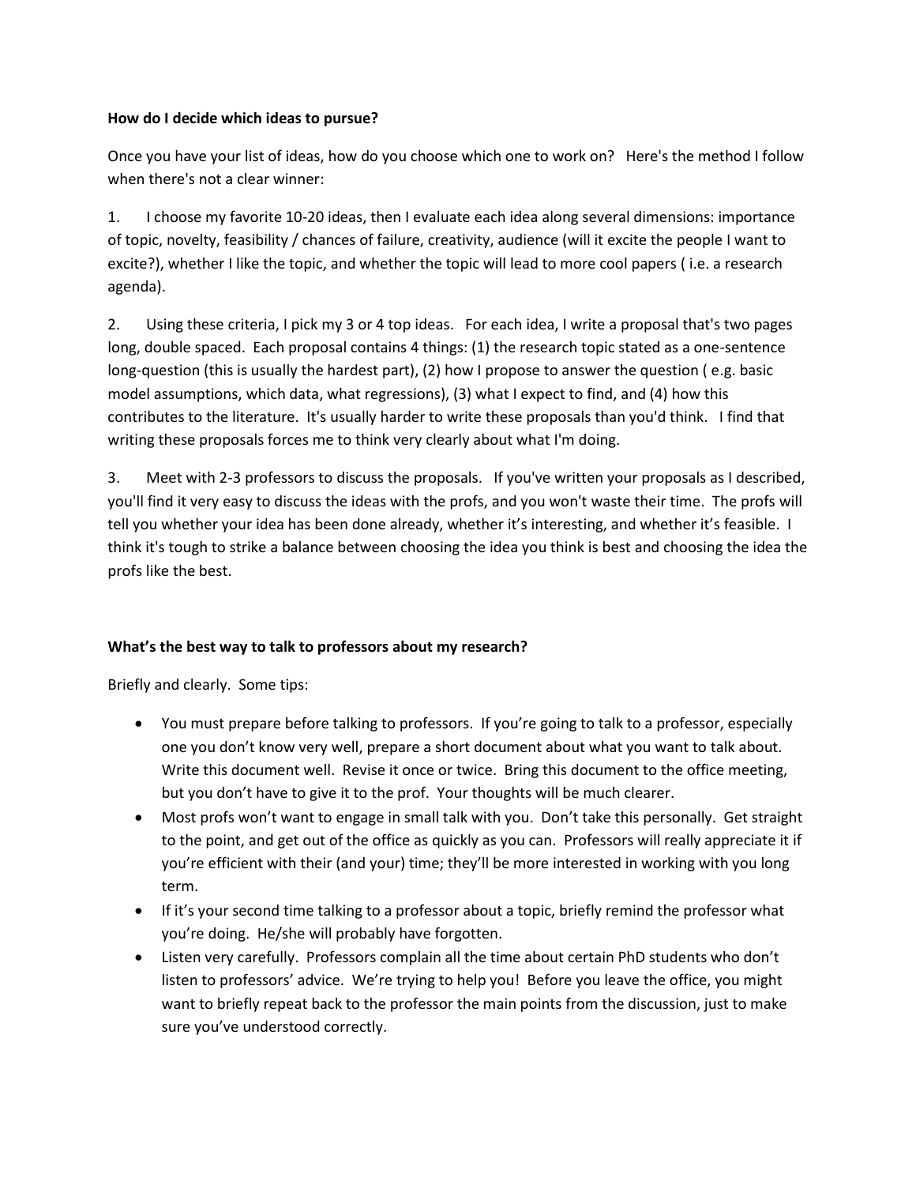**How do I decide which ideas to pursue?**

Once you have your list of ideas, how do you choose which one to work on? Here's the method I follow when there's not a clear winner:

1. I choose my favorite 10-20 ideas, then I evaluate each idea along several dimensions: importance of topic, novelty, feasibility / chances of failure, creativity, audience (will it excite the people I want to excite?), whether I like the topic, and whether the topic will lead to more cool papers ( i.e. a research agenda).

2. Using these criteria, I pick my 3 or 4 top ideas. For each idea, I write a proposal that's two pages long, double spaced. Each proposal contains 4 things: (1) the research topic stated as a one-sentence long-question (this is usually the hardest part), (2) how I propose to answer the question ( e.g. basic model assumptions, which data, what regressions), (3) what I expect to find, and (4) how this contributes to the literature. It's usually harder to write these proposals than you'd think. I find that writing these proposals forces me to think very clearly about what I'm doing.

3. Meet with 2-3 professors to discuss the proposals. If you've written your proposals as I described, you'll find it very easy to discuss the ideas with the profs, and you won't waste their time. The profs will tell you whether your idea has been done already, whether it's interesting, and whether it's feasible. I think it's tough to strike a balance between choosing the idea you think is best and choosing the idea the profs like the best.

**What's the best way to talk to professors about my research?**

Briefly and clearly. Some tips:

- You must prepare before talking to professors. If you're going to talk to a professor, especially one you don't know very well, prepare a short document about what you want to talk about. Write this document well. Revise it once or twice. Bring this document to the office meeting, but you don't have to give it to the prof. Your thoughts will be much clearer.
- Most profs won't want to engage in small talk with you. Don't take this personally. Get straight to the point, and get out of the office as quickly as you can. Professors will really appreciate it if you're efficient with their (and your) time; they'll be more interested in working with you long term.
- If it's your second time talking to a professor about a topic, briefly remind the professor what you're doing. He/she will probably have forgotten.
- Listen very carefully. Professors complain all the time about certain PhD students who don't listen to professors' advice. We're trying to help you! Before you leave the office, you might want to briefly repeat back to the professor the main points from the discussion, just to make sure you've understood correctly.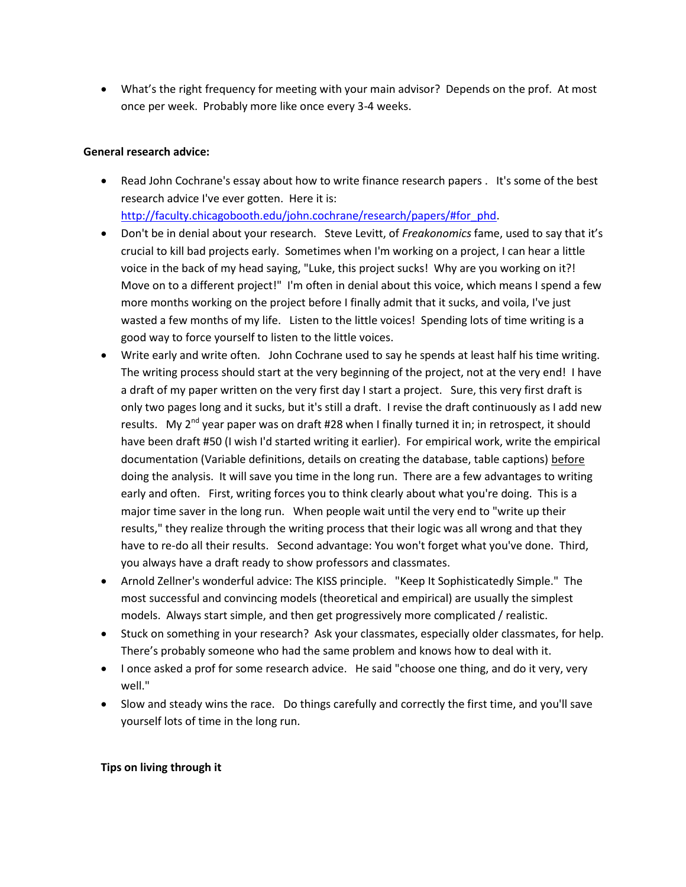- What's the right frequency for meeting with your main advisor? Depends on the prof. At most once per week. Probably more like once every 3-4 weeks.

**General research advice:**

- Read John Cochrane's essay about how to write finance research papers . It's some of the best research advice I've ever gotten. Here it is: [http://faculty.chicagobooth.edu/john.cochrane/research/papers/#for_phd](http://faculty.chicagobooth.edu/john.cochrane/research/papers/#for_phd).
- Don't be in denial about your research. Steve Levitt, of *Freakonomics* fame, used to say that it's crucial to kill bad projects early. Sometimes when I'm working on a project, I can hear a little voice in the back of my head saying, "Luke, this project sucks! Why are you working on it?! Move on to a different project!" I'm often in denial about this voice, which means I spend a few more months working on the project before I finally admit that it sucks, and voila, I've just wasted a few months of my life. Listen to the little voices! Spending lots of time writing is a good way to force yourself to listen to the little voices.
- Write early and write often. John Cochrane used to say he spends at least half his time writing. The writing process should start at the very beginning of the project, not at the very end! I have a draft of my paper written on the very first day I start a project. Sure, this very first draft is only two pages long and it sucks, but it's still a draft. I revise the draft continuously as I add new results. My 2nd year paper was on draft #28 when I finally turned it in; in retrospect, it should have been draft #50 (I wish I'd started writing it earlier). For empirical work, write the empirical documentation (Variable definitions, details on creating the database, table captions) <u>before</u> doing the analysis. It will save you time in the long run. There are a few advantages to writing early and often. First, writing forces you to think clearly about what you're doing. This is a major time saver in the long run. When people wait until the very end to "write up their results," they realize through the writing process that their logic was all wrong and that they have to re-do all their results. Second advantage: You won't forget what you've done. Third, you always have a draft ready to show professors and classmates.
- Arnold Zellner's wonderful advice: The KISS principle. "Keep It Sophisticatedly Simple." The most successful and convincing models (theoretical and empirical) are usually the simplest models. Always start simple, and then get progressively more complicated / realistic.
- Stuck on something in your research? Ask your classmates, especially older classmates, for help. There's probably someone who had the same problem and knows how to deal with it.
- I once asked a prof for some research advice. He said "choose one thing, and do it very, very well."
- Slow and steady wins the race. Do things carefully and correctly the first time, and you'll save yourself lots of time in the long run.

**Tips on living through it**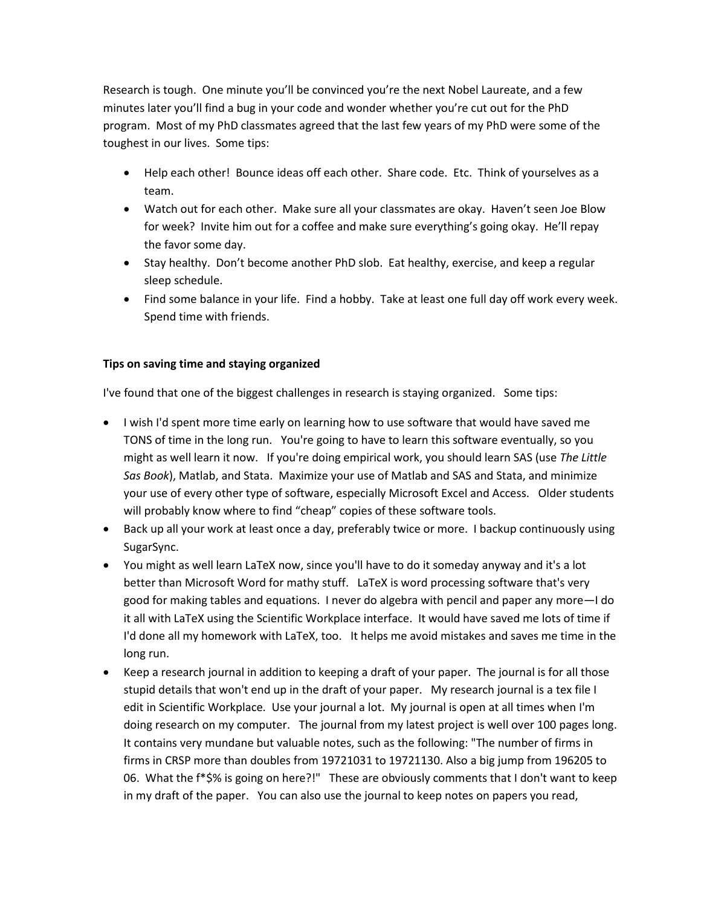Research is tough. One minute you'll be convinced you're the next Nobel Laureate, and a few minutes later you'll find a bug in your code and wonder whether you're cut out for the PhD program. Most of my PhD classmates agreed that the last few years of my PhD were some of the toughest in our lives. Some tips:

- Help each other! Bounce ideas off each other. Share code. Etc. Think of yourselves as a team.
- Watch out for each other. Make sure all your classmates are okay. Haven't seen Joe Blow for week? Invite him out for a coffee and make sure everything's going okay. He'll repay the favor some day.
- Stay healthy. Don't become another PhD slob. Eat healthy, exercise, and keep a regular sleep schedule.
- Find some balance in your life. Find a hobby. Take at least one full day off work every week. Spend time with friends.

**Tips on saving time and staying organized**

I've found that one of the biggest challenges in research is staying organized. Some tips:

- I wish I'd spent more time early on learning how to use software that would have saved me TONS of time in the long run. You're going to have to learn this software eventually, so you might as well learn it now. If you're doing empirical work, you should learn SAS (use *The Little Sas Book*), Matlab, and Stata. Maximize your use of Matlab and SAS and Stata, and minimize your use of every other type of software, especially Microsoft Excel and Access. Older students will probably know where to find "cheap" copies of these software tools.
- Back up all your work at least once a day, preferably twice or more. I backup continuously using SugarSync.
- You might as well learn LaTeX now, since you'll have to do it someday anyway and it's a lot better than Microsoft Word for mathy stuff. LaTeX is word processing software that's very good for making tables and equations. I never do algebra with pencil and paper any more—I do it all with LaTeX using the Scientific Workplace interface. It would have saved me lots of time if I'd done all my homework with LaTeX, too. It helps me avoid mistakes and saves me time in the long run.
- Keep a research journal in addition to keeping a draft of your paper. The journal is for all those stupid details that won't end up in the draft of your paper. My research journal is a tex file I edit in Scientific Workplace. Use your journal a lot. My journal is open at all times when I'm doing research on my computer. The journal from my latest project is well over 100 pages long. It contains very mundane but valuable notes, such as the following: "The number of firms in firms in CRSP more than doubles from 19721031 to 19721130. Also a big jump from 196205 to 06. What the f*$% is going on here?!" These are obviously comments that I don't want to keep in my draft of the paper. You can also use the journal to keep notes on papers you read,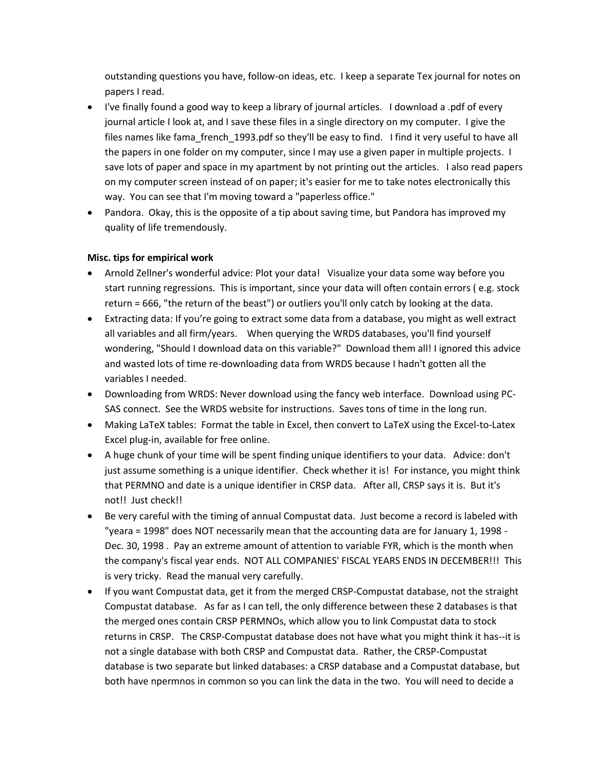outstanding questions you have, follow-on ideas, etc. I keep a separate Tex journal for notes on papers I read.

- I've finally found a good way to keep a library of journal articles. I download a .pdf of every journal article I look at, and I save these files in a single directory on my computer. I give the files names like fama_french_1993.pdf so they'll be easy to find. I find it very useful to have all the papers in one folder on my computer, since I may use a given paper in multiple projects. I save lots of paper and space in my apartment by not printing out the articles. I also read papers on my computer screen instead of on paper; it's easier for me to take notes electronically this way. You can see that I'm moving toward a "paperless office."
- Pandora. Okay, this is the opposite of a tip about saving time, but Pandora has improved my quality of life tremendously.

**Misc. tips for empirical work**

- Arnold Zellner's wonderful advice: Plot your data! Visualize your data some way before you start running regressions. This is important, since your data will often contain errors ( e.g. stock return = 666, "the return of the beast") or outliers you'll only catch by looking at the data.
- Extracting data: If you're going to extract some data from a database, you might as well extract all variables and all firm/years. When querying the WRDS databases, you'll find yourself wondering, "Should I download data on this variable?" Download them all! I ignored this advice and wasted lots of time re-downloading data from WRDS because I hadn't gotten all the variables I needed.
- Downloading from WRDS: Never download using the fancy web interface. Download using PC-SAS connect. See the WRDS website for instructions. Saves tons of time in the long run.
- Making LaTeX tables: Format the table in Excel, then convert to LaTeX using the Excel-to-Latex Excel plug-in, available for free online.
- A huge chunk of your time will be spent finding unique identifiers to your data. Advice: don't just assume something is a unique identifier. Check whether it is! For instance, you might think that PERMNO and date is a unique identifier in CRSP data. After all, CRSP says it is. But it's not!! Just check!!
- Be very careful with the timing of annual Compustat data. Just become a record is labeled with "yeara = 1998" does NOT necessarily mean that the accounting data are for January 1, 1998 - Dec. 30, 1998 . Pay an extreme amount of attention to variable FYR, which is the month when the company's fiscal year ends. NOT ALL COMPANIES' FISCAL YEARS ENDS IN DECEMBER!!! This is very tricky. Read the manual very carefully.
- If you want Compustat data, get it from the merged CRSP-Compustat database, not the straight Compustat database. As far as I can tell, the only difference between these 2 databases is that the merged ones contain CRSP PERMNOs, which allow you to link Compustat data to stock returns in CRSP. The CRSP-Compustat database does not have what you might think it has--it is not a single database with both CRSP and Compustat data. Rather, the CRSP-Compustat database is two separate but linked databases: a CRSP database and a Compustat database, but both have npermnos in common so you can link the data in the two. You will need to decide a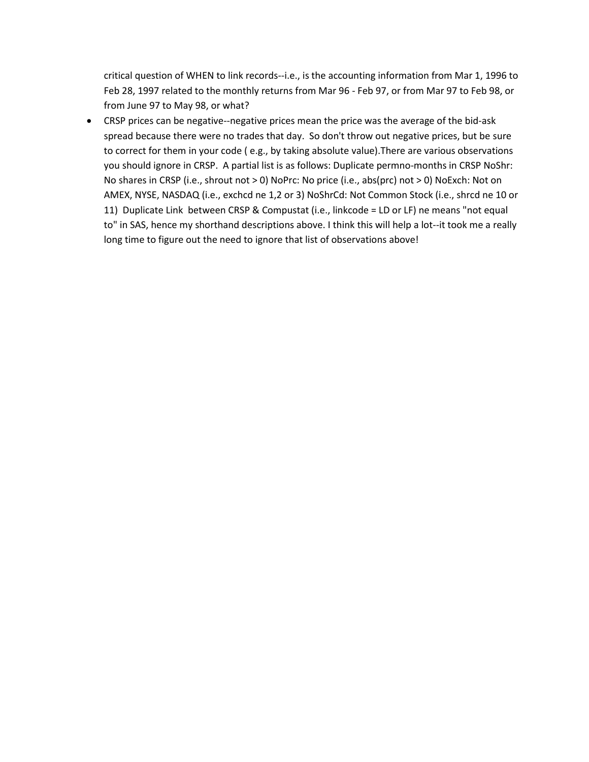critical question of WHEN to link records--i.e., is the accounting information from Mar 1, 1996 to Feb 28, 1997 related to the monthly returns from Mar 96 - Feb 97, or from Mar 97 to Feb 98, or from June 97 to May 98, or what?

- CRSP prices can be negative--negative prices mean the price was the average of the bid-ask spread because there were no trades that day. So don't throw out negative prices, but be sure to correct for them in your code ( e.g., by taking absolute value).There are various observations you should ignore in CRSP. A partial list is as follows: Duplicate permno-months in CRSP NoShr: No shares in CRSP (i.e., shrout not > 0) NoPrc: No price (i.e., abs(prc) not > 0) NoExch: Not on AMEX, NYSE, NASDAQ (i.e., exchcd ne 1,2 or 3) NoShrCd: Not Common Stock (i.e., shrcd ne 10 or 11) Duplicate Link between CRSP & Compustat (i.e., linkcode = LD or LF) ne means "not equal to" in SAS, hence my shorthand descriptions above. I think this will help a lot--it took me a really long time to figure out the need to ignore that list of observations above!